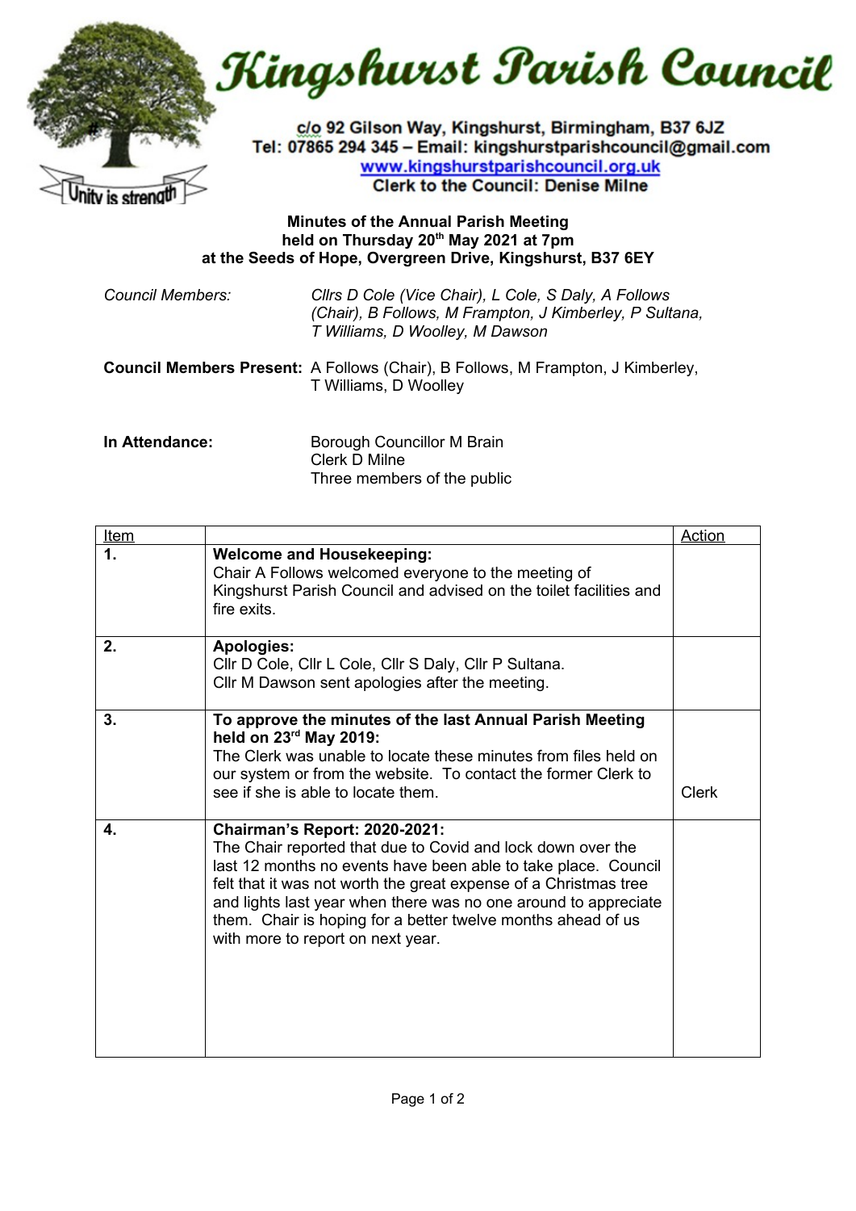# Kingshurst Parish Council

c/o 92 Gilson Way, Kingshurst, Birmingham, B37 6JZ
Tel: 07865 294 345 – Email: kingshurstparishcouncil@gmail.com
www.kingshurstparishcouncil.org.uk
Clerk to the Council: Denise Milne

Unity is strength

**Minutes of the Annual Parish Meeting**
**held on Thursday 20th May 2021 at 7pm**
**at the Seeds of Hope, Overgreen Drive, Kingshurst, B37 6EY**

*Council Members:* *Cllrs D Cole (Vice Chair), L Cole, S Daly, A Follows (Chair), B Follows, M Frampton, J Kimberley, P Sultana, T Williams, D Woolley, M Dawson*

**Council Members Present:** A Follows (Chair), B Follows, M Frampton, J Kimberley, T Williams, D Woolley

**In Attendance:** Borough Councillor M Brain
Clerk D Milne
Three members of the public

| Item | | Action |
|---|---|---|
| **1.** | **Welcome and Housekeeping:** Chair A Follows welcomed everyone to the meeting of Kingshurst Parish Council and advised on the toilet facilities and fire exits. | |
| **2.** | **Apologies:** Cllr D Cole, Cllr L Cole, Cllr S Daly, Cllr P Sultana. Cllr M Dawson sent apologies after the meeting. | |
| **3.** | **To approve the minutes of the last Annual Parish Meeting held on 23rd May 2019:** The Clerk was unable to locate these minutes from files held on our system or from the website. To contact the former Clerk to see if she is able to locate them. | Clerk |
| **4.** | **Chairman's Report: 2020-2021:** The Chair reported that due to Covid and lock down over the last 12 months no events have been able to take place. Council felt that it was not worth the great expense of a Christmas tree and lights last year when there was no one around to appreciate them. Chair is hoping for a better twelve months ahead of us with more to report on next year. | |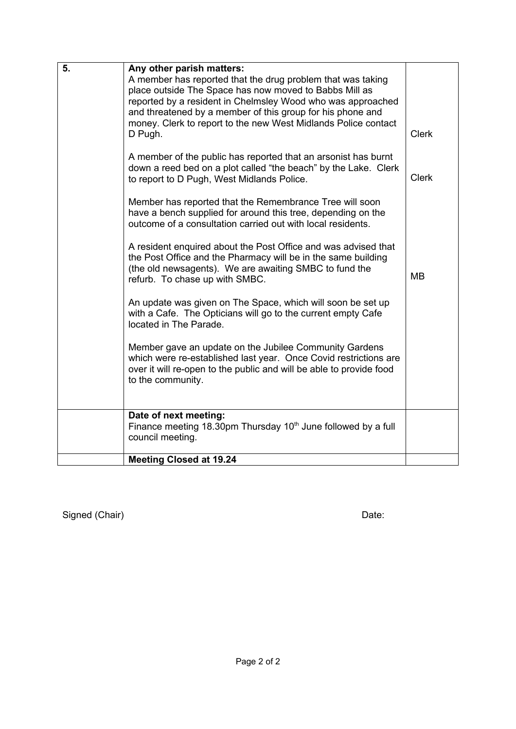| | | |
|---|---|---|
| **5.** | **Any other parish matters:**<br>A member has reported that the drug problem that was taking place outside The Space has now moved to Babbs Mill as reported by a resident in Chelmsley Wood who was approached and threatened by a member of this group for his phone and money. Clerk to report to the new West Midlands Police contact D Pugh.<br><br>A member of the public has reported that an arsonist has burnt down a reed bed on a plot called "the beach" by the Lake. Clerk to report to D Pugh, West Midlands Police.<br><br>Member has reported that the Remembrance Tree will soon have a bench supplied for around this tree, depending on the outcome of a consultation carried out with local residents.<br><br>A resident enquired about the Post Office and was advised that the Post Office and the Pharmacy will be in the same building (the old newsagents). We are awaiting SMBC to fund the refurb. To chase up with SMBC.<br><br>An update was given on The Space, which will soon be set up with a Cafe. The Opticians will go to the current empty Cafe located in The Parade.<br><br>Member gave an update on the Jubilee Community Gardens which were re-established last year. Once Covid restrictions are over it will re-open to the public and will be able to provide food to the community. | Clerk<br><br>Clerk<br><br><br><br>MB |
| | **Date of next meeting:**<br>Finance meeting 18.30pm Thursday 10th June followed by a full council meeting. | |
| | **Meeting Closed at 19.24** | |

Signed (Chair) Date: